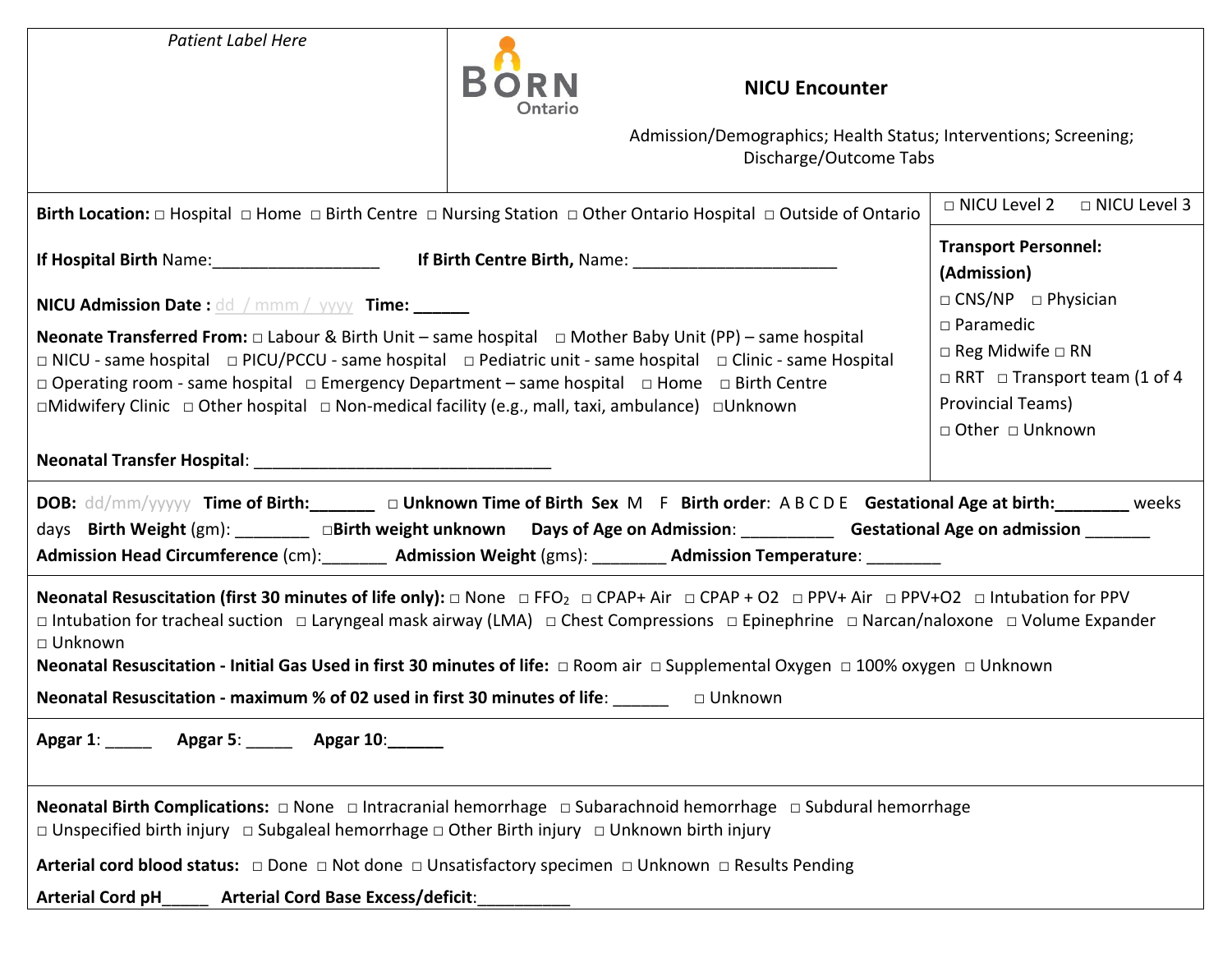*Patient Label Here*

BORN Ontario

# NICU Encounter

Admission/Demographics; Health Status; Interventions; Screening; Discharge/Outcome Tabs

**Birth Location:** □ Hospital □ Home □ Birth Centre □ Nursing Station □ Other Ontario Hospital □ Outside of Ontario

□ NICU Level 2 □ NICU Level 3

**If Hospital Birth** Name:__________________ **If Birth Centre Birth,** Name: ______________________

**NICU Admission Date :** dd / mmm / yyyy **Time: ______**

**Neonate Transferred From:** □ Labour & Birth Unit – same hospital □ Mother Baby Unit (PP) – same hospital □ NICU - same hospital □ PICU/PCCU - same hospital □ Pediatric unit - same hospital □ Clinic - same Hospital □ Operating room - same hospital □ Emergency Department – same hospital □ Home □ Birth Centre □Midwifery Clinic □ Other hospital □ Non-medical facility (e.g., mall, taxi, ambulance) □Unknown

**Neonatal Transfer Hospital**: ________________________________

**Transport Personnel: (Admission)**
□ CNS/NP □ Physician
□ Paramedic
□ Reg Midwife □ RN
□ RRT □ Transport team (1 of 4 Provincial Teams)
□ Other □ Unknown

**DOB:** dd/mm/yyyyy **Time of Birth:_______** □ **Unknown Time of Birth** **Sex** M F **Birth order**: A B C D E **Gestational Age at birth:________** weeks days **Birth Weight** (gm): ________ □**Birth weight unknown** **Days of Age on Admission**: __________ **Gestational Age on admission** _______ **Admission Head Circumference** (cm):_______ **Admission Weight** (gms): ________ **Admission Temperature**: ________

**Neonatal Resuscitation (first 30 minutes of life only):** □ None □ $FFO_2$ □ CPAP+ Air □ CPAP + O2 □ PPV+ Air □ PPV+O2 □ Intubation for PPV □ Intubation for tracheal suction □ Laryngeal mask airway (LMA) □ Chest Compressions □ Epinephrine □ Narcan/naloxone □ Volume Expander □ Unknown

**Neonatal Resuscitation - Initial Gas Used in first 30 minutes of life:** □ Room air □ Supplemental Oxygen □ 100% oxygen □ Unknown

**Neonatal Resuscitation - maximum % of 02 used in first 30 minutes of life**: ______ □ Unknown

**Apgar 1**: _____ **Apgar 5**: _____ **Apgar 10**:**______**

**Neonatal Birth Complications:** □ None □ Intracranial hemorrhage □ Subarachnoid hemorrhage □ Subdural hemorrhage □ Unspecified birth injury □ Subgaleal hemorrhage □ Other Birth injury □ Unknown birth injury

**Arterial cord blood status:** □ Done □ Not done □ Unsatisfactory specimen □ Unknown □ Results Pending

**Arterial Cord pH_____** **Arterial Cord Base Excess/deficit**:__________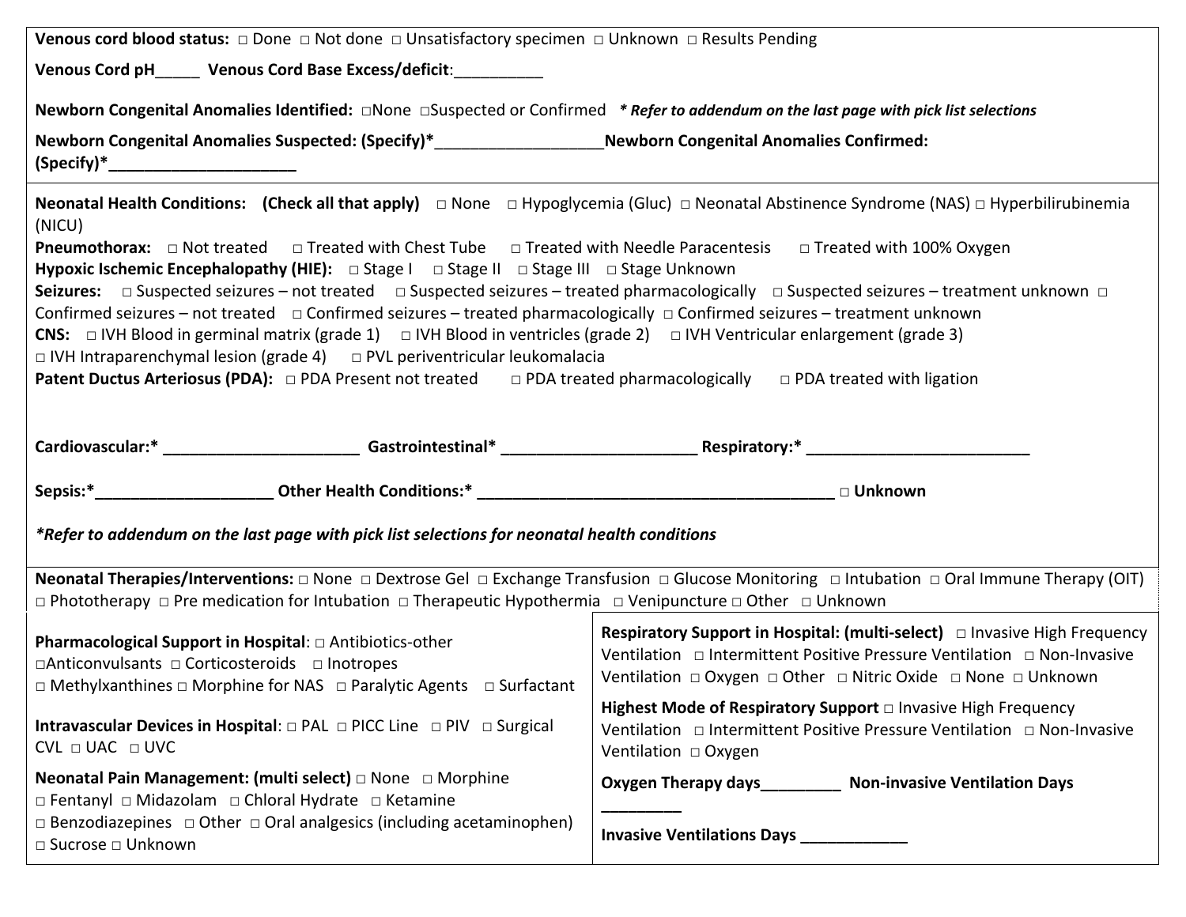**Venous cord blood status:** □ Done □ Not done □ Unsatisfactory specimen □ Unknown □ Results Pending

**Venous Cord pH**_____ **Venous Cord Base Excess/deficit**:__________

**Newborn Congenital Anomalies Identified:** □None □Suspected or Confirmed ***\* Refer to addendum on the last page with pick list selections***

**Newborn Congenital Anomalies Suspected: (Specify)\***___________________ **Newborn Congenital Anomalies Confirmed: (Specify)\***______________________

---

**Neonatal Health Conditions: (Check all that apply)** □ None □ Hypoglycemia (Gluc) □ Neonatal Abstinence Syndrome (NAS) □ Hyperbilirubinemia (NICU)

**Pneumothorax:** □ Not treated □ Treated with Chest Tube □ Treated with Needle Paracentesis □ Treated with 100% Oxygen

**Hypoxic Ischemic Encephalopathy (HIE):** □ Stage I □ Stage II □ Stage III □ Stage Unknown

**Seizures:** □ Suspected seizures – not treated □ Suspected seizures – treated pharmacologically □ Suspected seizures – treatment unknown □ Confirmed seizures – not treated □ Confirmed seizures – treated pharmacologically □ Confirmed seizures – treatment unknown

**CNS:** □ IVH Blood in germinal matrix (grade 1) □ IVH Blood in ventricles (grade 2) □ IVH Ventricular enlargement (grade 3) □ IVH Intraparenchymal lesion (grade 4) □ PVL periventricular leukomalacia

**Patent Ductus Arteriosus (PDA):** □ PDA Present not treated □ PDA treated pharmacologically □ PDA treated with ligation

**Cardiovascular:\*** ______________________ **Gastrointestinal\*** ______________________ **Respiratory:\*** _________________________

**Sepsis:\***____________________ **Other Health Conditions:\*** __________________________________________ □ **Unknown**

***\*Refer to addendum on the last page with pick list selections for neonatal health conditions***

---

**Neonatal Therapies/Interventions:** □ None □ Dextrose Gel □ Exchange Transfusion □ Glucose Monitoring □ Intubation □ Oral Immune Therapy (OIT) □ Phototherapy □ Pre medication for Intubation □ Therapeutic Hypothermia □ Venipuncture □ Other □ Unknown

**Pharmacological Support in Hospital**: □ Antibiotics-other □Anticonvulsants □ Corticosteroids □ Inotropes □ Methylxanthines □ Morphine for NAS □ Paralytic Agents □ Surfactant

**Intravascular Devices in Hospital**: □ PAL □ PICC Line □ PIV □ Surgical CVL □ UAC □ UVC

**Neonatal Pain Management: (multi select)** □ None □ Morphine □ Fentanyl □ Midazolam □ Chloral Hydrate □ Ketamine □ Benzodiazepines □ Other □ Oral analgesics (including acetaminophen) □ Sucrose □ Unknown

**Respiratory Support in Hospital: (multi-select)** □ Invasive High Frequency Ventilation □ Intermittent Positive Pressure Ventilation □ Non-Invasive Ventilation □ Oxygen □ Other □ Nitric Oxide □ None □ Unknown

**Highest Mode of Respiratory Support** □ Invasive High Frequency Ventilation □ Intermittent Positive Pressure Ventilation □ Non-Invasive Ventilation □ Oxygen

**Oxygen Therapy days**_________ **Non-invasive Ventilation Days** _________

**Invasive Ventilations Days** ____________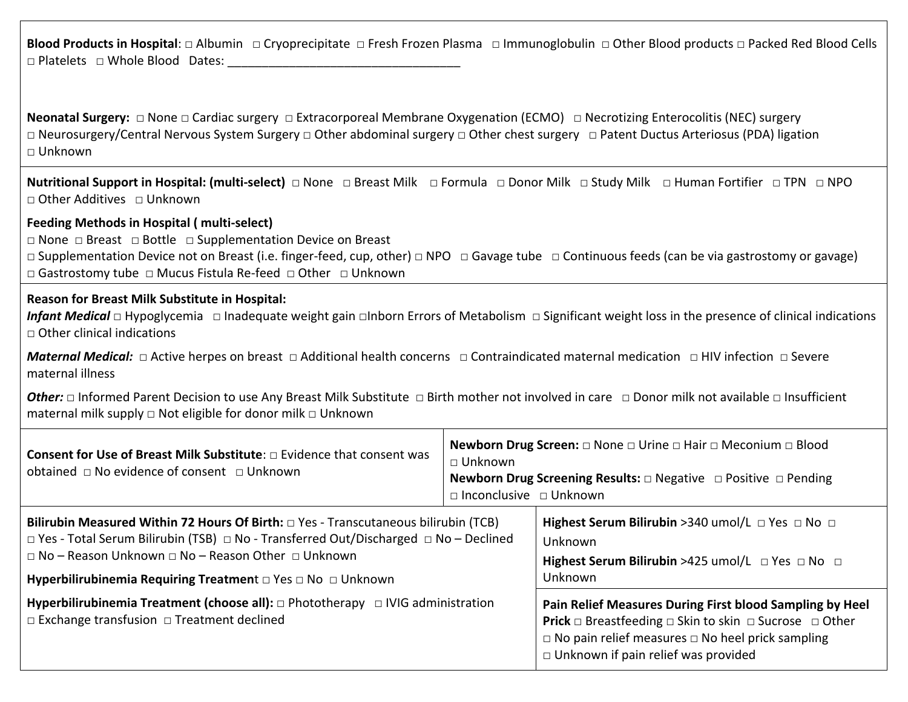**Blood Products in Hospital**: □ Albumin □ Cryoprecipitate □ Fresh Frozen Plasma □ Immunoglobulin □ Other Blood products □ Packed Red Blood Cells □ Platelets □ Whole Blood Dates: ___________________________________

**Neonatal Surgery:** □ None □ Cardiac surgery □ Extracorporeal Membrane Oxygenation (ECMO) □ Necrotizing Enterocolitis (NEC) surgery □ Neurosurgery/Central Nervous System Surgery □ Other abdominal surgery □ Other chest surgery □ Patent Ductus Arteriosus (PDA) ligation □ Unknown

**Nutritional Support in Hospital: (multi-select)** □ None □ Breast Milk □ Formula □ Donor Milk □ Study Milk □ Human Fortifier □ TPN □ NPO □ Other Additives □ Unknown

**Feeding Methods in Hospital ( multi-select)**
□ None □ Breast □ Bottle □ Supplementation Device on Breast
□ Supplementation Device not on Breast (i.e. finger-feed, cup, other) □ NPO □ Gavage tube □ Continuous feeds (can be via gastrostomy or gavage)
□ Gastrostomy tube □ Mucus Fistula Re-feed □ Other □ Unknown

**Reason for Breast Milk Substitute in Hospital:**
***Infant Medical*** □ Hypoglycemia □ Inadequate weight gain □Inborn Errors of Metabolism □ Significant weight loss in the presence of clinical indications □ Other clinical indications

***Maternal Medical:*** □ Active herpes on breast □ Additional health concerns □ Contraindicated maternal medication □ HIV infection □ Severe maternal illness

***Other:*** □ Informed Parent Decision to use Any Breast Milk Substitute □ Birth mother not involved in care □ Donor milk not available □ Insufficient maternal milk supply □ Not eligible for donor milk □ Unknown

**Consent for Use of Breast Milk Substitute**: □ Evidence that consent was obtained □ No evidence of consent □ Unknown

**Newborn Drug Screen:** □ None □ Urine □ Hair □ Meconium □ Blood □ Unknown
**Newborn Drug Screening Results:** □ Negative □ Positive □ Pending □ Inconclusive □ Unknown

**Bilirubin Measured Within 72 Hours Of Birth:** □ Yes - Transcutaneous bilirubin (TCB) □ Yes - Total Serum Bilirubin (TSB) □ No - Transferred Out/Discharged □ No – Declined □ No – Reason Unknown □ No – Reason Other □ Unknown

**Hyperbilirubinemia Requiring Treatment** □ Yes □ No □ Unknown

**Hyperbilirubinemia Treatment (choose all):** □ Phototherapy □ IVIG administration □ Exchange transfusion □ Treatment declined

**Highest Serum Bilirubin** >340 umol/L □ Yes □ No □ Unknown

**Highest Serum Bilirubin** >425 umol/L □ Yes □ No □ Unknown

**Pain Relief Measures During First blood Sampling by Heel Prick** □ Breastfeeding □ Skin to skin □ Sucrose □ Other □ No pain relief measures □ No heel prick sampling □ Unknown if pain relief was provided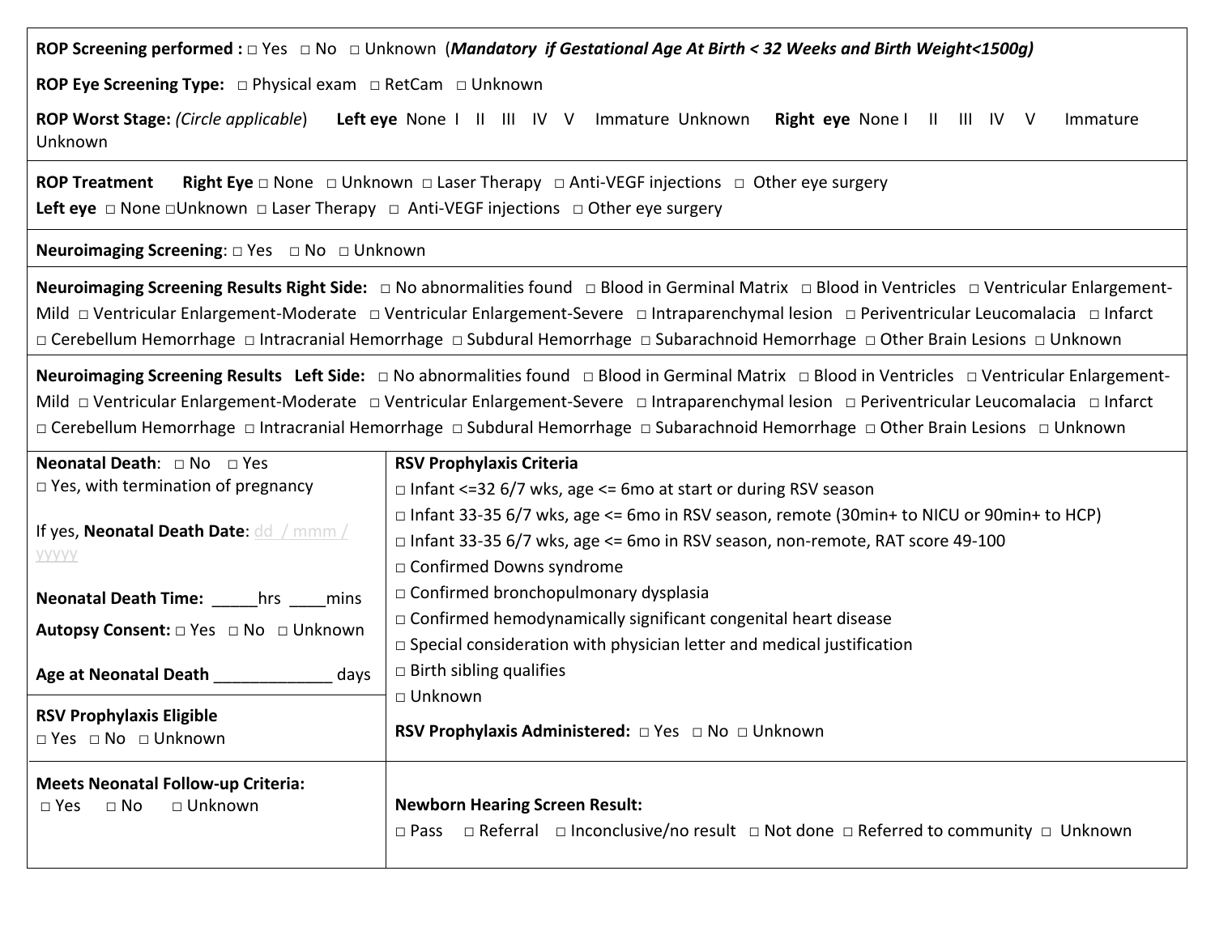**ROP Screening performed :** □ Yes □ No □ Unknown (***Mandatory if Gestational Age At Birth < 32 Weeks and Birth Weight<1500g)***

**ROP Eye Screening Type:** □ Physical exam □ RetCam □ Unknown

**ROP Worst Stage:** *(Circle applicable)* **Left eye** None I II III IV V Immature Unknown **Right eye** None I II III IV V Immature Unknown

**ROP Treatment** **Right Eye** □ None □ Unknown □ Laser Therapy □ Anti-VEGF injections □ Other eye surgery
**Left eye** □ None □Unknown □ Laser Therapy □ Anti-VEGF injections □ Other eye surgery

**Neuroimaging Screening**: □ Yes □ No □ Unknown

**Neuroimaging Screening Results Right Side:** □ No abnormalities found □ Blood in Germinal Matrix □ Blood in Ventricles □ Ventricular Enlargement-Mild □ Ventricular Enlargement-Moderate □ Ventricular Enlargement-Severe □ Intraparenchymal lesion □ Periventricular Leucomalacia □ Infarct □ Cerebellum Hemorrhage □ Intracranial Hemorrhage □ Subdural Hemorrhage □ Subarachnoid Hemorrhage □ Other Brain Lesions □ Unknown

**Neuroimaging Screening Results Left Side:** □ No abnormalities found □ Blood in Germinal Matrix □ Blood in Ventricles □ Ventricular Enlargement-Mild □ Ventricular Enlargement-Moderate □ Ventricular Enlargement-Severe □ Intraparenchymal lesion □ Periventricular Leucomalacia □ Infarct □ Cerebellum Hemorrhage □ Intracranial Hemorrhage □ Subdural Hemorrhage □ Subarachnoid Hemorrhage □ Other Brain Lesions □ Unknown

**Neonatal Death**: □ No □ Yes
□ Yes, with termination of pregnancy

If yes, **Neonatal Death Date**: dd / mmm / yyyy

**Neonatal Death Time:** _____hrs ____mins

**Autopsy Consent:** □ Yes □ No □ Unknown

**Age at Neonatal Death** _____________ days

**RSV Prophylaxis Eligible**
□ Yes □ No □ Unknown

**RSV Prophylaxis Criteria**
- □ Infant <=32 6/7 wks, age <= 6mo at start or during RSV season
- □ Infant 33-35 6/7 wks, age <= 6mo in RSV season, remote (30min+ to NICU or 90min+ to HCP)
- □ Infant 33-35 6/7 wks, age <= 6mo in RSV season, non-remote, RAT score 49-100
- □ Confirmed Downs syndrome
- □ Confirmed bronchopulmonary dysplasia
- □ Confirmed hemodynamically significant congenital heart disease
- □ Special consideration with physician letter and medical justification
- □ Birth sibling qualifies
- □ Unknown

**RSV Prophylaxis Administered:** □ Yes □ No □ Unknown

**Meets Neonatal Follow-up Criteria:**
□ Yes □ No □ Unknown

**Newborn Hearing Screen Result:**
□ Pass □ Referral □ Inconclusive/no result □ Not done □ Referred to community □ Unknown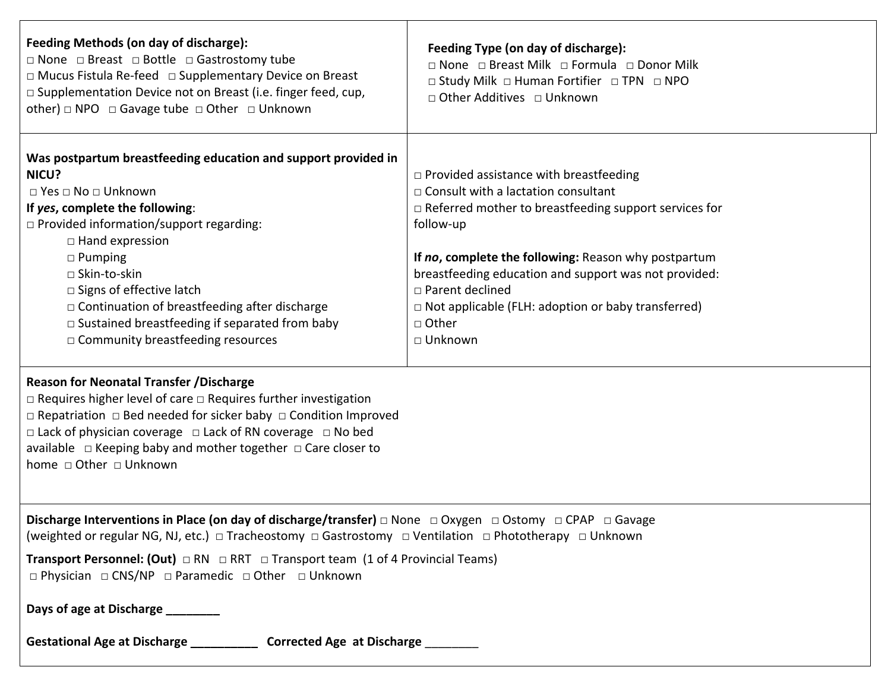**Feeding Methods (on day of discharge):**
□ None □ Breast □ Bottle □ Gastrostomy tube
□ Mucus Fistula Re-feed □ Supplementary Device on Breast
□ Supplementation Device not on Breast (i.e. finger feed, cup, other) □ NPO □ Gavage tube □ Other □ Unknown

**Feeding Type (on day of discharge):**
□ None □ Breast Milk □ Formula □ Donor Milk
□ Study Milk □ Human Fortifier □ TPN □ NPO
□ Other Additives □ Unknown

**Was postpartum breastfeeding education and support provided in NICU?**
□ Yes □ No □ Unknown

**If *yes*, complete the following**:
□ Provided information/support regarding:
- □ Hand expression
- □ Pumping
- □ Skin-to-skin
- □ Signs of effective latch
- □ Continuation of breastfeeding after discharge
- □ Sustained breastfeeding if separated from baby
- □ Community breastfeeding resources

□ Provided assistance with breastfeeding
□ Consult with a lactation consultant
□ Referred mother to breastfeeding support services for follow-up

**If *no*, complete the following:** Reason why postpartum breastfeeding education and support was not provided:
□ Parent declined
□ Not applicable (FLH: adoption or baby transferred)
□ Other
□ Unknown

**Reason for Neonatal Transfer /Discharge**
□ Requires higher level of care □ Requires further investigation
□ Repatriation □ Bed needed for sicker baby □ Condition Improved
□ Lack of physician coverage □ Lack of RN coverage □ No bed available □ Keeping baby and mother together □ Care closer to home □ Other □ Unknown

**Discharge Interventions in Place (on day of discharge/transfer)** □ None □ Oxygen □ Ostomy □ CPAP □ Gavage (weighted or regular NG, NJ, etc.) □ Tracheostomy □ Gastrostomy □ Ventilation □ Phototherapy □ Unknown

**Transport Personnel: (Out)** □ RN □ RRT □ Transport team (1 of 4 Provincial Teams)
□ Physician □ CNS/NP □ Paramedic □ Other □ Unknown

**Days of age at Discharge ________**

**Gestational Age at Discharge __________** **Corrected Age at Discharge** ________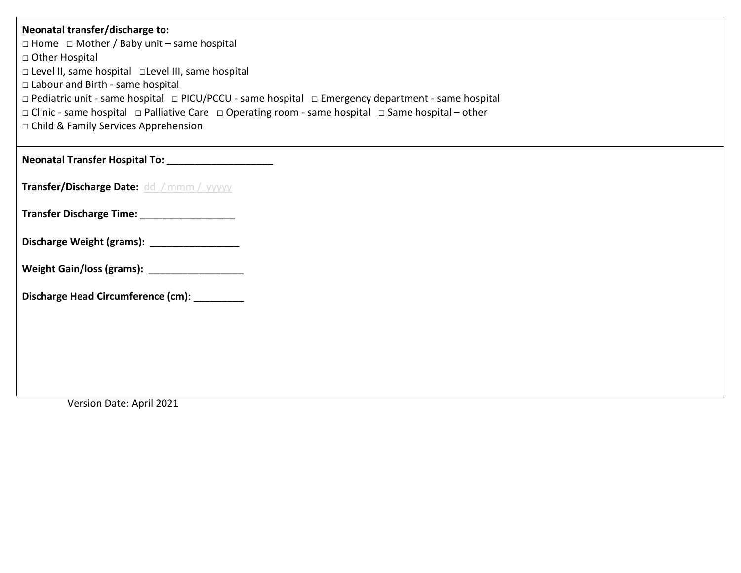**Neonatal transfer/discharge to:**

□ Home □ Mother / Baby unit – same hospital
□ Other Hospital
□ Level II, same hospital □Level III, same hospital
□ Labour and Birth - same hospital
□ Pediatric unit - same hospital □ PICU/PCCU - same hospital □ Emergency department - same hospital
□ Clinic - same hospital □ Palliative Care □ Operating room - same hospital □ Same hospital – other
□ Child & Family Services Apprehension

**Neonatal Transfer Hospital To:** ___________________

**Transfer/Discharge Date:** dd / mmm / yyyyy

**Transfer Discharge Time:** _________________

**Discharge Weight (grams):** ________________

**Weight Gain/loss (grams):** _________________

**Discharge Head Circumference (cm)**: _________

Version Date: April 2021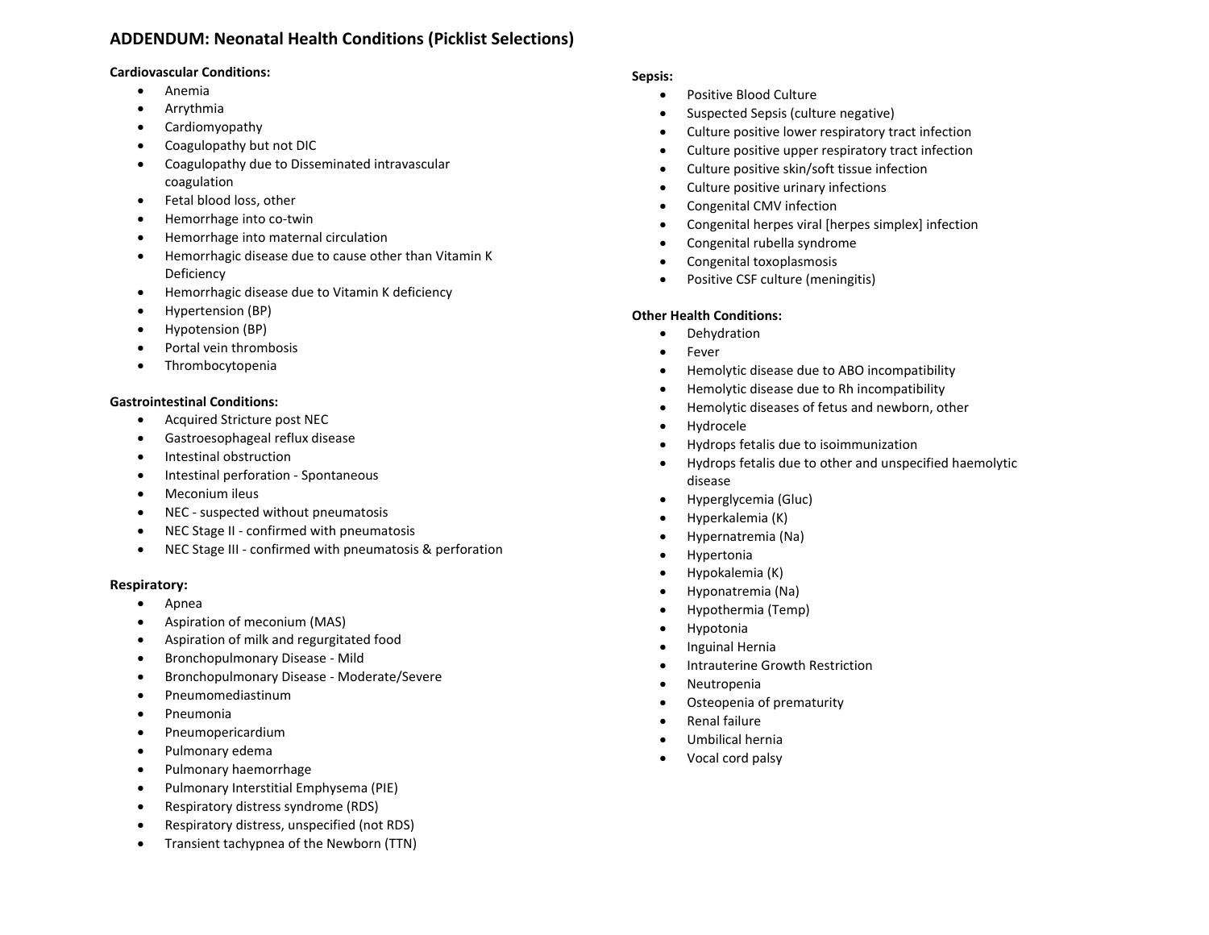## ADDENDUM: Neonatal Health Conditions (Picklist Selections)

**Cardiovascular Conditions:**

- Anemia
- Arrythmia
- Cardiomyopathy
- Coagulopathy but not DIC
- Coagulopathy due to Disseminated intravascular coagulation
- Fetal blood loss, other
- Hemorrhage into co-twin
- Hemorrhage into maternal circulation
- Hemorrhagic disease due to cause other than Vitamin K Deficiency
- Hemorrhagic disease due to Vitamin K deficiency
- Hypertension (BP)
- Hypotension (BP)
- Portal vein thrombosis
- Thrombocytopenia

**Gastrointestinal Conditions:**

- Acquired Stricture post NEC
- Gastroesophageal reflux disease
- Intestinal obstruction
- Intestinal perforation - Spontaneous
- Meconium ileus
- NEC - suspected without pneumatosis
- NEC Stage II - confirmed with pneumatosis
- NEC Stage III - confirmed with pneumatosis & perforation

**Respiratory:**

- Apnea
- Aspiration of meconium (MAS)
- Aspiration of milk and regurgitated food
- Bronchopulmonary Disease - Mild
- Bronchopulmonary Disease - Moderate/Severe
- Pneumomediastinum
- Pneumonia
- Pneumopericardium
- Pulmonary edema
- Pulmonary haemorrhage
- Pulmonary Interstitial Emphysema (PIE)
- Respiratory distress syndrome (RDS)
- Respiratory distress, unspecified (not RDS)
- Transient tachypnea of the Newborn (TTN)

**Sepsis:**

- Positive Blood Culture
- Suspected Sepsis (culture negative)
- Culture positive lower respiratory tract infection
- Culture positive upper respiratory tract infection
- Culture positive skin/soft tissue infection
- Culture positive urinary infections
- Congenital CMV infection
- Congenital herpes viral [herpes simplex] infection
- Congenital rubella syndrome
- Congenital toxoplasmosis
- Positive CSF culture (meningitis)

**Other Health Conditions:**

- Dehydration
- Fever
- Hemolytic disease due to ABO incompatibility
- Hemolytic disease due to Rh incompatibility
- Hemolytic diseases of fetus and newborn, other
- Hydrocele
- Hydrops fetalis due to isoimmunization
- Hydrops fetalis due to other and unspecified haemolytic disease
- Hyperglycemia (Gluc)
- Hyperkalemia (K)
- Hypernatremia (Na)
- Hypertonia
- Hypokalemia (K)
- Hyponatremia (Na)
- Hypothermia (Temp)
- Hypotonia
- Inguinal Hernia
- Intrauterine Growth Restriction
- Neutropenia
- Osteopenia of prematurity
- Renal failure
- Umbilical hernia
- Vocal cord palsy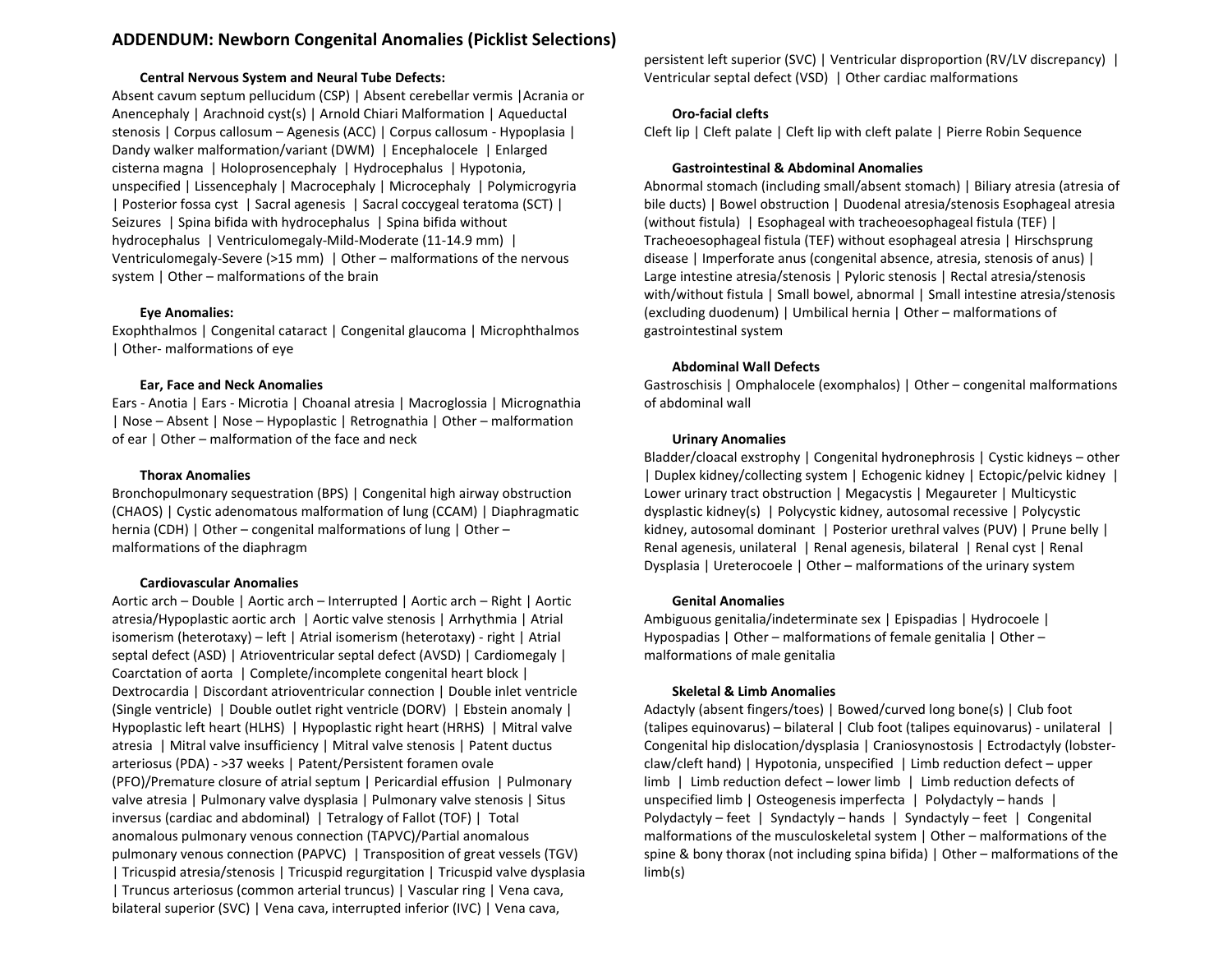## ADDENDUM: Newborn Congenital Anomalies (Picklist Selections)

### Central Nervous System and Neural Tube Defects:

Absent cavum septum pellucidum (CSP) | Absent cerebellar vermis |Acrania or Anencephaly | Arachnoid cyst(s) | Arnold Chiari Malformation | Aqueductal stenosis | Corpus callosum – Agenesis (ACC) | Corpus callosum - Hypoplasia | Dandy walker malformation/variant (DWM) | Encephalocele | Enlarged cisterna magna | Holoprosencephaly | Hydrocephalus | Hypotonia, unspecified | Lissencephaly | Macrocephaly | Microcephaly | Polymicrogyria | Posterior fossa cyst | Sacral agenesis | Sacral coccygeal teratoma (SCT) | Seizures | Spina bifida with hydrocephalus | Spina bifida without hydrocephalus | Ventriculomegaly-Mild-Moderate (11-14.9 mm) | Ventriculomegaly-Severe (>15 mm) | Other – malformations of the nervous system | Other – malformations of the brain

### Eye Anomalies:

Exophthalmos | Congenital cataract | Congenital glaucoma | Microphthalmos | Other- malformations of eye

### Ear, Face and Neck Anomalies

Ears - Anotia | Ears - Microtia | Choanal atresia | Macroglossia | Micrognathia | Nose – Absent | Nose – Hypoplastic | Retrognathia | Other – malformation of ear | Other – malformation of the face and neck

### Thorax Anomalies

Bronchopulmonary sequestration (BPS) | Congenital high airway obstruction (CHAOS) | Cystic adenomatous malformation of lung (CCAM) | Diaphragmatic hernia (CDH) | Other – congenital malformations of lung | Other – malformations of the diaphragm

### Cardiovascular Anomalies

Aortic arch – Double | Aortic arch – Interrupted | Aortic arch – Right | Aortic atresia/Hypoplastic aortic arch | Aortic valve stenosis | Arrhythmia | Atrial isomerism (heterotaxy) – left | Atrial isomerism (heterotaxy) - right | Atrial septal defect (ASD) | Atrioventricular septal defect (AVSD) | Cardiomegaly | Coarctation of aorta | Complete/incomplete congenital heart block | Dextrocardia | Discordant atrioventricular connection | Double inlet ventricle (Single ventricle) | Double outlet right ventricle (DORV) | Ebstein anomaly | Hypoplastic left heart (HLHS) | Hypoplastic right heart (HRHS) | Mitral valve atresia | Mitral valve insufficiency | Mitral valve stenosis | Patent ductus arteriosus (PDA) - >37 weeks | Patent/Persistent foramen ovale (PFO)/Premature closure of atrial septum | Pericardial effusion | Pulmonary valve atresia | Pulmonary valve dysplasia | Pulmonary valve stenosis | Situs inversus (cardiac and abdominal) | Tetralogy of Fallot (TOF) | Total anomalous pulmonary venous connection (TAPVC)/Partial anomalous pulmonary venous connection (PAPVC) | Transposition of great vessels (TGV) | Tricuspid atresia/stenosis | Tricuspid regurgitation | Tricuspid valve dysplasia | Truncus arteriosus (common arterial truncus) | Vascular ring | Vena cava, bilateral superior (SVC) | Vena cava, interrupted inferior (IVC) | Vena cava, persistent left superior (SVC) | Ventricular disproportion (RV/LV discrepancy) | Ventricular septal defect (VSD) | Other cardiac malformations

### Oro-facial clefts

Cleft lip | Cleft palate | Cleft lip with cleft palate | Pierre Robin Sequence

### Gastrointestinal & Abdominal Anomalies

Abnormal stomach (including small/absent stomach) | Biliary atresia (atresia of bile ducts) | Bowel obstruction | Duodenal atresia/stenosis Esophageal atresia (without fistula) | Esophageal with tracheoesophageal fistula (TEF) | Tracheoesophageal fistula (TEF) without esophageal atresia | Hirschsprung disease | Imperforate anus (congenital absence, atresia, stenosis of anus) | Large intestine atresia/stenosis | Pyloric stenosis | Rectal atresia/stenosis with/without fistula | Small bowel, abnormal | Small intestine atresia/stenosis (excluding duodenum) | Umbilical hernia | Other – malformations of gastrointestinal system

### Abdominal Wall Defects

Gastroschisis | Omphalocele (exomphalos) | Other – congenital malformations of abdominal wall

### Urinary Anomalies

Bladder/cloacal exstrophy | Congenital hydronephrosis | Cystic kidneys – other | Duplex kidney/collecting system | Echogenic kidney | Ectopic/pelvic kidney | Lower urinary tract obstruction | Megacystis | Megaureter | Multicystic dysplastic kidney(s) | Polycystic kidney, autosomal recessive | Polycystic kidney, autosomal dominant | Posterior urethral valves (PUV) | Prune belly | Renal agenesis, unilateral | Renal agenesis, bilateral | Renal cyst | Renal Dysplasia | Ureterocoele | Other – malformations of the urinary system

### Genital Anomalies

Ambiguous genitalia/indeterminate sex | Epispadias | Hydrocoele | Hypospadias | Other – malformations of female genitalia | Other – malformations of male genitalia

### Skeletal & Limb Anomalies

Adactyly (absent fingers/toes) | Bowed/curved long bone(s) | Club foot (talipes equinovarus) – bilateral | Club foot (talipes equinovarus) - unilateral | Congenital hip dislocation/dysplasia | Craniosynostosis | Ectrodactyly (lobster-claw/cleft hand) | Hypotonia, unspecified | Limb reduction defect – upper limb | Limb reduction defect – lower limb | Limb reduction defects of unspecified limb | Osteogenesis imperfecta | Polydactyly – hands | Polydactyly – feet | Syndactyly – hands | Syndactyly – feet | Congenital malformations of the musculoskeletal system | Other – malformations of the spine & bony thorax (not including spina bifida) | Other – malformations of the limb(s)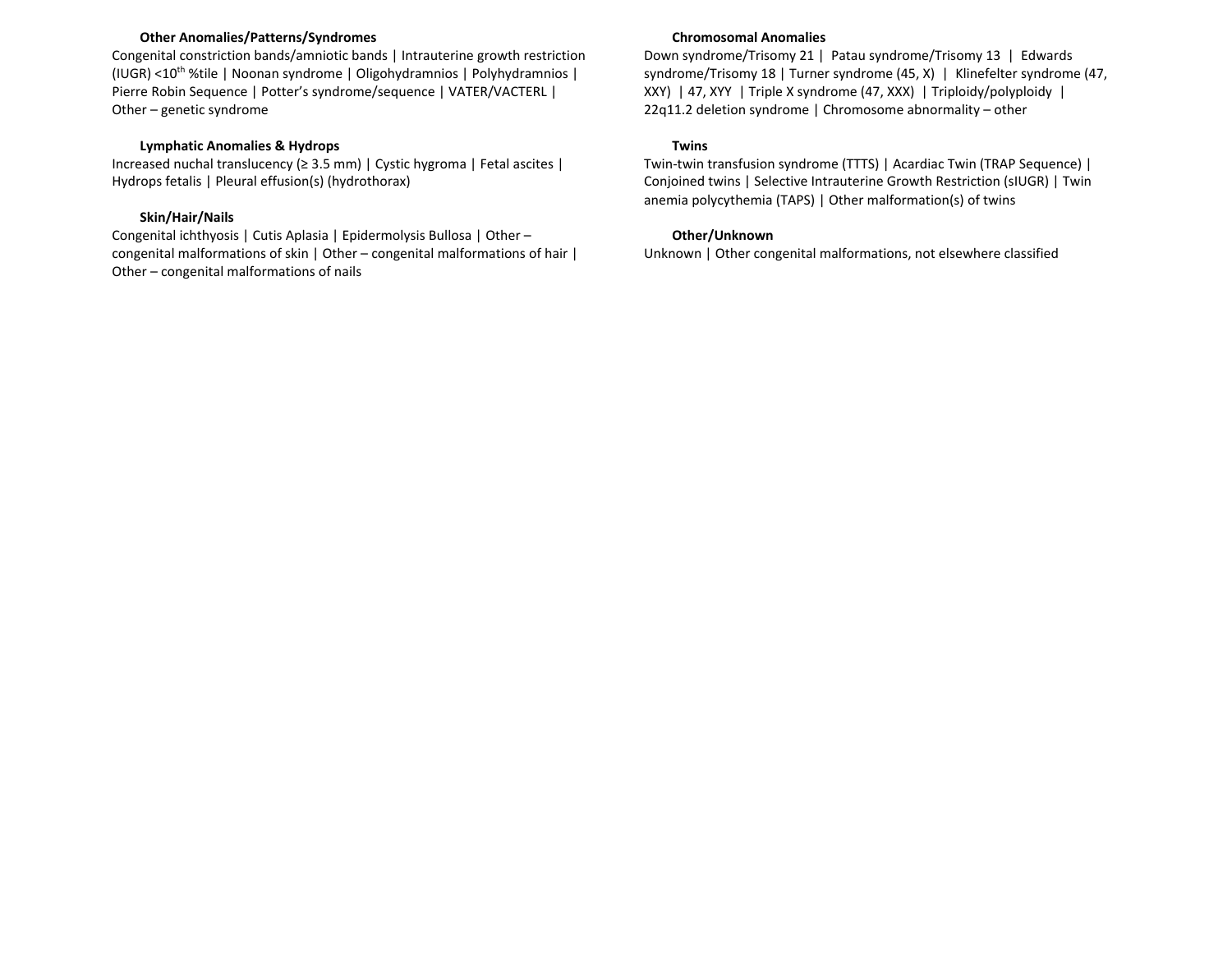**Other Anomalies/Patterns/Syndromes**

Congenital constriction bands/amniotic bands | Intrauterine growth restriction (IUGR) <10$^{th}$ %tile | Noonan syndrome | Oligohydramnios | Polyhydramnios | Pierre Robin Sequence | Potter's syndrome/sequence | VATER/VACTERL | Other – genetic syndrome

**Lymphatic Anomalies & Hydrops**

Increased nuchal translucency (≥ 3.5 mm) | Cystic hygroma | Fetal ascites | Hydrops fetalis | Pleural effusion(s) (hydrothorax)

**Skin/Hair/Nails**

Congenital ichthyosis | Cutis Aplasia | Epidermolysis Bullosa | Other – congenital malformations of skin | Other – congenital malformations of hair | Other – congenital malformations of nails

**Chromosomal Anomalies**

Down syndrome/Trisomy 21 | Patau syndrome/Trisomy 13 | Edwards syndrome/Trisomy 18 | Turner syndrome (45, X) | Klinefelter syndrome (47, XXY) | 47, XYY | Triple X syndrome (47, XXX) | Triploidy/polyploidy | 22q11.2 deletion syndrome | Chromosome abnormality – other

**Twins**

Twin-twin transfusion syndrome (TTTS) | Acardiac Twin (TRAP Sequence) | Conjoined twins | Selective Intrauterine Growth Restriction (sIUGR) | Twin anemia polycythemia (TAPS) | Other malformation(s) of twins

**Other/Unknown**

Unknown | Other congenital malformations, not elsewhere classified